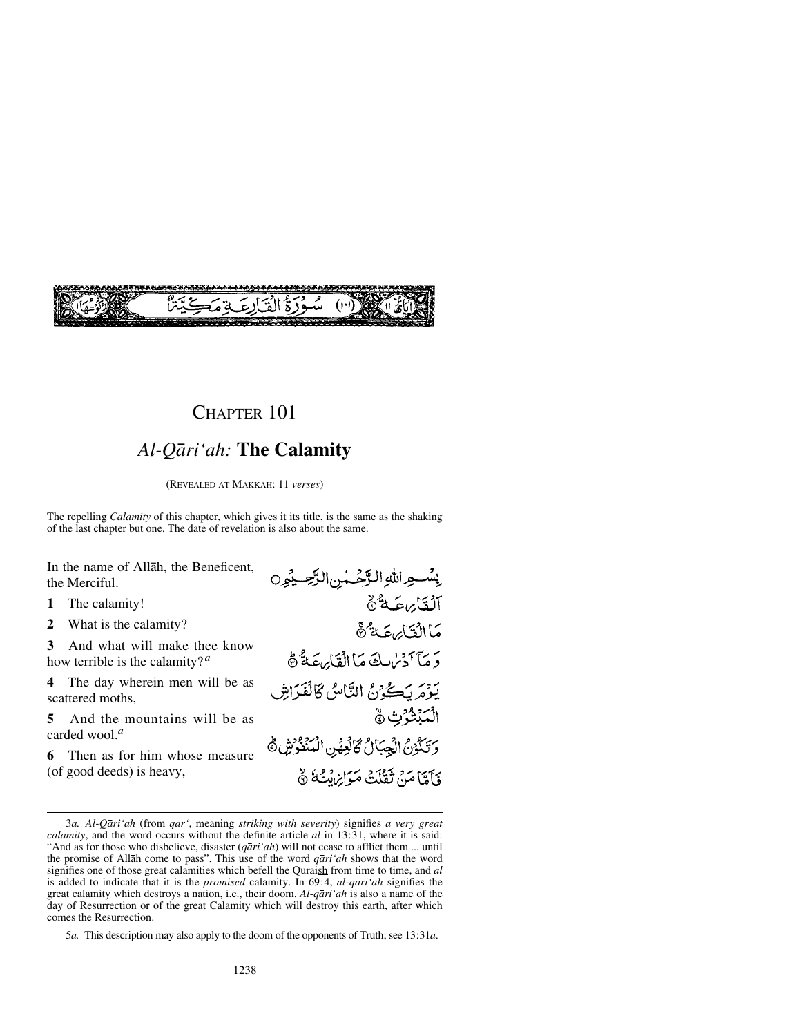سُورَةُ الْقَارِعَةِ مَكِّيَّةٌ (١٠١)

# Chapter 101

## *Al-Qāri'ah:* **The Calamity**

(Revealed at Makkah: 11 *verses*)

The repelling *Calamity* of this chapter, which gives it its title, is the same as the shaking of the last chapter but one. The date of revelation is also about the same.

---

In the name of Allāh, the Beneficent, the Merciful.

بِسْمِ اللّٰهِ الرَّحْمٰنِ الرَّحِيْمِ ○

**1** The calamity!

اَلْقَارِعَةُ ①

**2** What is the calamity?

مَا الْقَارِعَةُ ②

**3** And what will make thee know how terrible is the calamity?[a]

وَمَآ اَدْرٰىكَ مَا الْقَارِعَةُ ③

**4** The day wherein men will be as scattered moths,

يَوْمَ يَكُوْنُ النَّاسُ كَالْفَرَاشِ الْمَبْثُوْثِ ④

**5** And the mountains will be as carded wool.[a]

وَتَكُوْنُ الْجِبَالُ كَالْعِهْنِ الْمَنْفُوْشِ ⑤

**6** Then as for him whose measure (of good deeds) is heavy,

فَاَمَّا مَنْ ثَقُلَتْ مَوَازِيْنُهٗ ⑥

---

3*a. Al-Qāri'ah* (from *qar'*, meaning *striking with severity*) signifies *a very great calamity*, and the word occurs without the definite article *al* in 13:31, where it is said: "And as for those who disbelieve, disaster (*qāri'ah*) will not cease to afflict them ... until the promise of Allāh come to pass". This use of the word *qāri'ah* shows that the word signifies one of those great calamities which befell the Quraish from time to time, and *al* is added to indicate that it is the *promised* calamity. In 69:4, *al-qāri'ah* signifies the great calamity which destroys a nation, i.e., their doom. *Al-qāri'ah* is also a name of the day of Resurrection or of the great Calamity which will destroy this earth, after which comes the Resurrection.

5*a.* This description may also apply to the doom of the opponents of Truth; see 13:31*a*.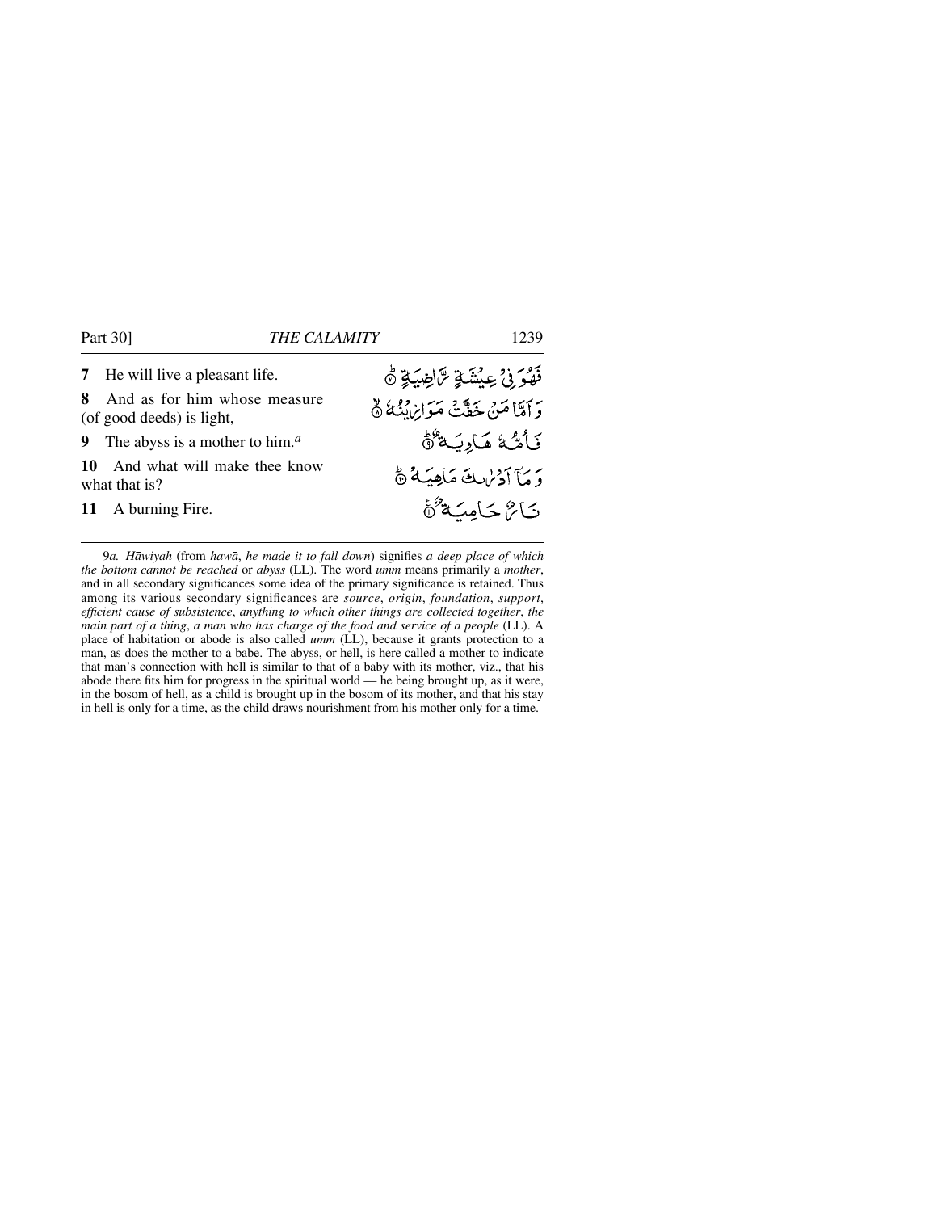**7** He will live a pleasant life. فَهُوَ فِيْ عِيْشَةٍ رَّاضِيَةٍ ۞

**8** And as for him whose measure (of good deeds) is light, وَاَمَّا مَنْ خَفَّتْ مَوَازِيْنُهٗ ۞

**9** The abyss is a mother to him.[a] فَاُمُّهٗ هَاوِيَةٌ ۞

**10** And what will make thee know what that is? وَمَآ اَدْرٰىكَ مَاهِيَهْ ۞

**11** A burning Fire. نَارٌ حَامِيَةٌ ۞

---

9*a.* *Hāwiyah* (from *hawā*, *he made it to fall down*) signifies *a deep place of which the bottom cannot be reached* or *abyss* (LL). The word *umm* means primarily a *mother*, and in all secondary significances some idea of the primary significance is retained. Thus among its various secondary significances are *source*, *origin*, *foundation*, *support*, *efficient cause of subsistence*, *anything to which other things are collected together*, *the main part of a thing*, *a man who has charge of the food and service of a people* (LL). A place of habitation or abode is also called *umm* (LL), because it grants protection to a man, as does the mother to a babe. The abyss, or hell, is here called a mother to indicate that man's connection with hell is similar to that of a baby with its mother, viz., that his abode there fits him for progress in the spiritual world — he being brought up, as it were, in the bosom of hell, as a child is brought up in the bosom of its mother, and that his stay in hell is only for a time, as the child draws nourishment from his mother only for a time.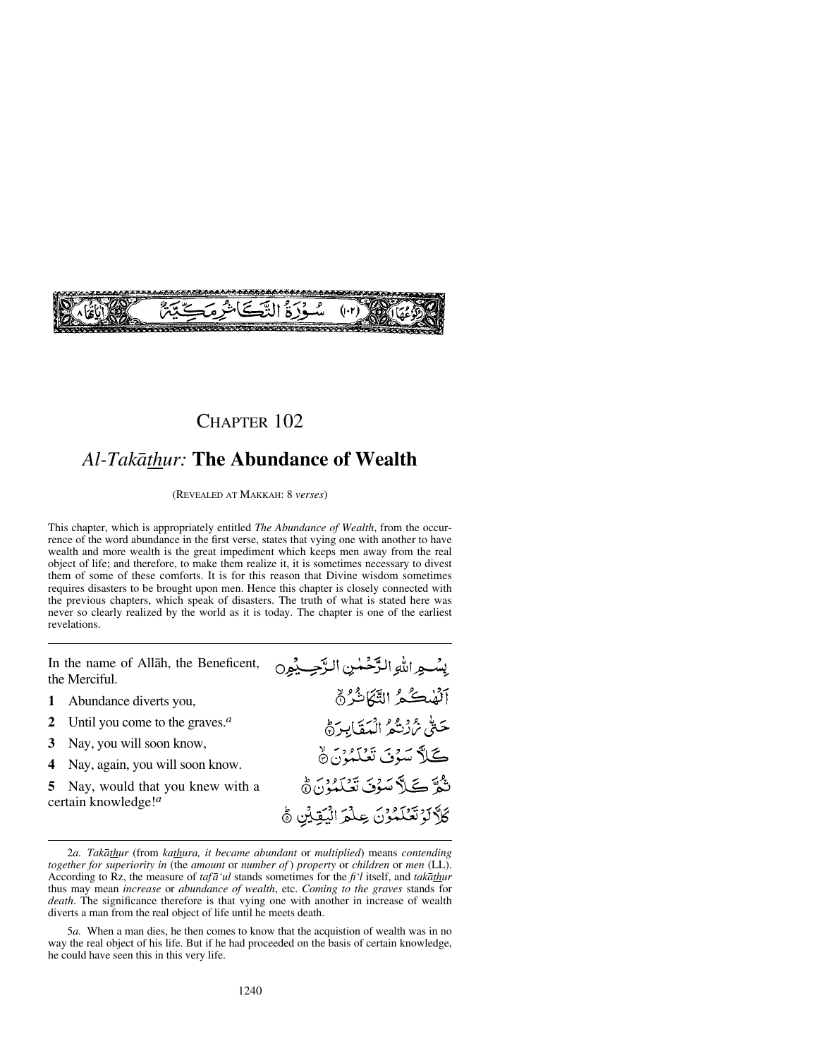سُوْرَةُ التَّكَاثُرِ مَكِّيَّةٌ (١٠٢)

# Chapter 102

## *Al-Takāthur:* The Abundance of Wealth

(Revealed at Makkah: 8 *verses*)

This chapter, which is appropriately entitled *The Abundance of Wealth*, from the occurrence of the word abundance in the first verse, states that vying one with another to have wealth and more wealth is the great impediment which keeps men away from the real object of life; and therefore, to make them realize it, it is sometimes necessary to divest them of some of these comforts. It is for this reason that Divine wisdom sometimes requires disasters to be brought upon men. Hence this chapter is closely connected with the previous chapters, which speak of disasters. The truth of what is stated here was never so clearly realized by the world as it is today. The chapter is one of the earliest revelations.

---

In the name of Allāh, the Beneficent, the Merciful.

بِسْمِ اللّٰهِ الرَّحْمٰنِ الرَّحِيْمِ

**1** Abundance diverts you,

أَلْهٰكُمُ التَّكَاثُرُ ۝١

**2** Until you come to the graves.[a]

حَتّٰى زُرْتُمُ الْمَقَابِرَ ۝٢

**3** Nay, you will soon know,

كَلَّا سَوْفَ تَعْلَمُوْنَ ۝٣

**4** Nay, again, you will soon know.

ثُمَّ كَلَّا سَوْفَ تَعْلَمُوْنَ ۝٤

**5** Nay, would that you knew with a certain knowledge![a]

كَلَّا لَوْ تَعْلَمُوْنَ عِلْمَ الْيَقِيْنِ ۝٥

---

2*a*. *Takā<u>th</u>ur* (from *ka<u>th</u>ura, it became abundant* or *multiplied*) means *contending together for superiority in* (the *amount* or *number of*) *property* or *children* or *men* (LL). According to Rz, the measure of *tafā'ul* stands sometimes for the *fi'l* itself, and *takā<u>th</u>ur* thus may mean *increase* or *abundance of wealth*, etc. *Coming to the graves* stands for *death*. The significance therefore is that vying one with another in increase of wealth diverts a man from the real object of life until he meets death.

5*a*. When a man dies, he then comes to know that the acquistion of wealth was in no way the real object of his life. But if he had proceeded on the basis of certain knowledge, he could have seen this in this very life.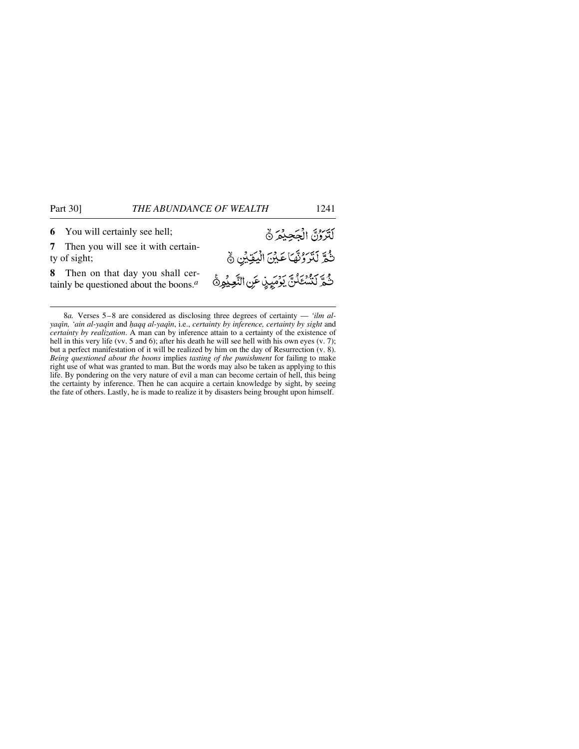**6** You will certainly see hell;

لَتَرَوُنَّ الْجَحِيْمَ ۞

**7** Then you will see it with certainty of sight;

ثُمَّ لَتَرَوُنَّهَا عَيْنَ الْيَقِيْنِ ۞

**8** Then on that day you shall certainly be questioned about the boons.[a]

ثُمَّ لَتُسْـَٔلُنَّ يَوْمَئِذٍ عَنِ النَّعِيْمِ ۞

---

8*a.* Verses 5–8 are considered as disclosing three degrees of certainty — *'ilm al-yaqīn, 'ain al-yaqīn* and *ḥaqq al-yaqīn*, i.e., *certainty by inference, certainty by sight* and *certainty by realization*. A man can by inference attain to a certainty of the existence of hell in this very life (vv. 5 and 6); after his death he will see hell with his own eyes (v. 7); but a perfect manifestation of it will be realized by him on the day of Resurrection (v. 8). *Being questioned about the boons* implies *tasting of the punishment* for failing to make right use of what was granted to man. But the words may also be taken as applying to this life. By pondering on the very nature of evil a man can become certain of hell, this being the certainty by inference. Then he can acquire a certain knowledge by sight, by seeing the fate of others. Lastly, he is made to realize it by disasters being brought upon himself.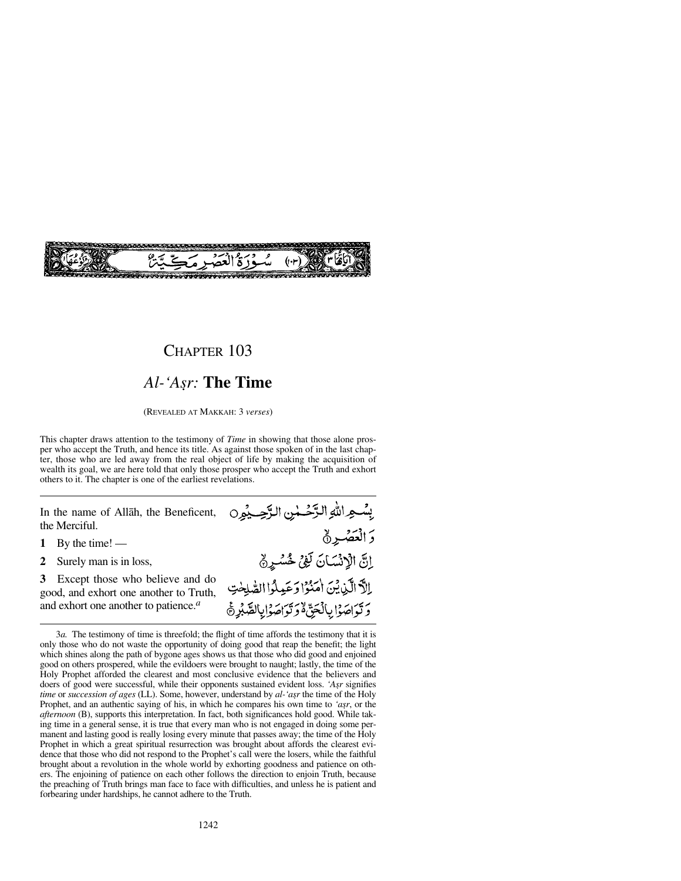سُوۡرَةُ الۡعَصۡرِ مَكِّيَّةٌ (١٠٣)

# Chapter 103

## *Al-'Aṣr:* The Time

(Revealed at Makkah: 3 *verses*)

This chapter draws attention to the testimony of *Time* in showing that those alone prosper who accept the Truth, and hence its title. As against those spoken of in the last chapter, those who are led away from the real object of life by making the acquisition of wealth its goal, we are here told that only those prosper who accept the Truth and exhort others to it. The chapter is one of the earliest revelations.

---

In the name of Allāh, the Beneficent, the Merciful.

بِسۡمِ اللّٰہِ الرَّحۡمٰنِ الرَّحِیۡمِ

**1** By the time! —

وَ الۡعَصۡرِ ۙ﴿۱﴾

**2** Surely man is in loss,

اِنَّ الۡاِنۡسَانَ لَفِیۡ خُسۡرٍ ۙ﴿۲﴾

**3** Except those who believe and do good, and exhort one another to Truth, and exhort one another to patience.[a]

اِلَّا الَّذِیۡنَ اٰمَنُوۡا وَ عَمِلُوا الصّٰلِحٰتِ وَ تَوَاصَوۡا بِالۡحَقِّ ۬ۙ وَ تَوَاصَوۡا بِالصَّبۡرِ ﴿۳﴾

---

3*a.* The testimony of time is threefold; the flight of time affords the testimony that it is only those who do not waste the opportunity of doing good that reap the benefit; the light which shines along the path of bygone ages shows us that those who did good and enjoined good on others prospered, while the evildoers were brought to naught; lastly, the time of the Holy Prophet afforded the clearest and most conclusive evidence that the believers and doers of good were successful, while their opponents sustained evident loss. *'Aṣr* signifies *time* or *succession of ages* (LL). Some, however, understand by *al-'aṣr* the time of the Holy Prophet, and an authentic saying of his, in which he compares his own time to *'aṣr*, or the *afternoon* (B), supports this interpretation. In fact, both significances hold good. While taking time in a general sense, it is true that every man who is not engaged in doing some permanent and lasting good is really losing every minute that passes away; the time of the Holy Prophet in which a great spiritual resurrection was brought about affords the clearest evidence that those who did not respond to the Prophet's call were the losers, while the faithful brought about a revolution in the whole world by exhorting goodness and patience on others. The enjoining of patience on each other follows the direction to enjoin Truth, because the preaching of Truth brings man face to face with difficulties, and unless he is patient and forbearing under hardships, he cannot adhere to the Truth.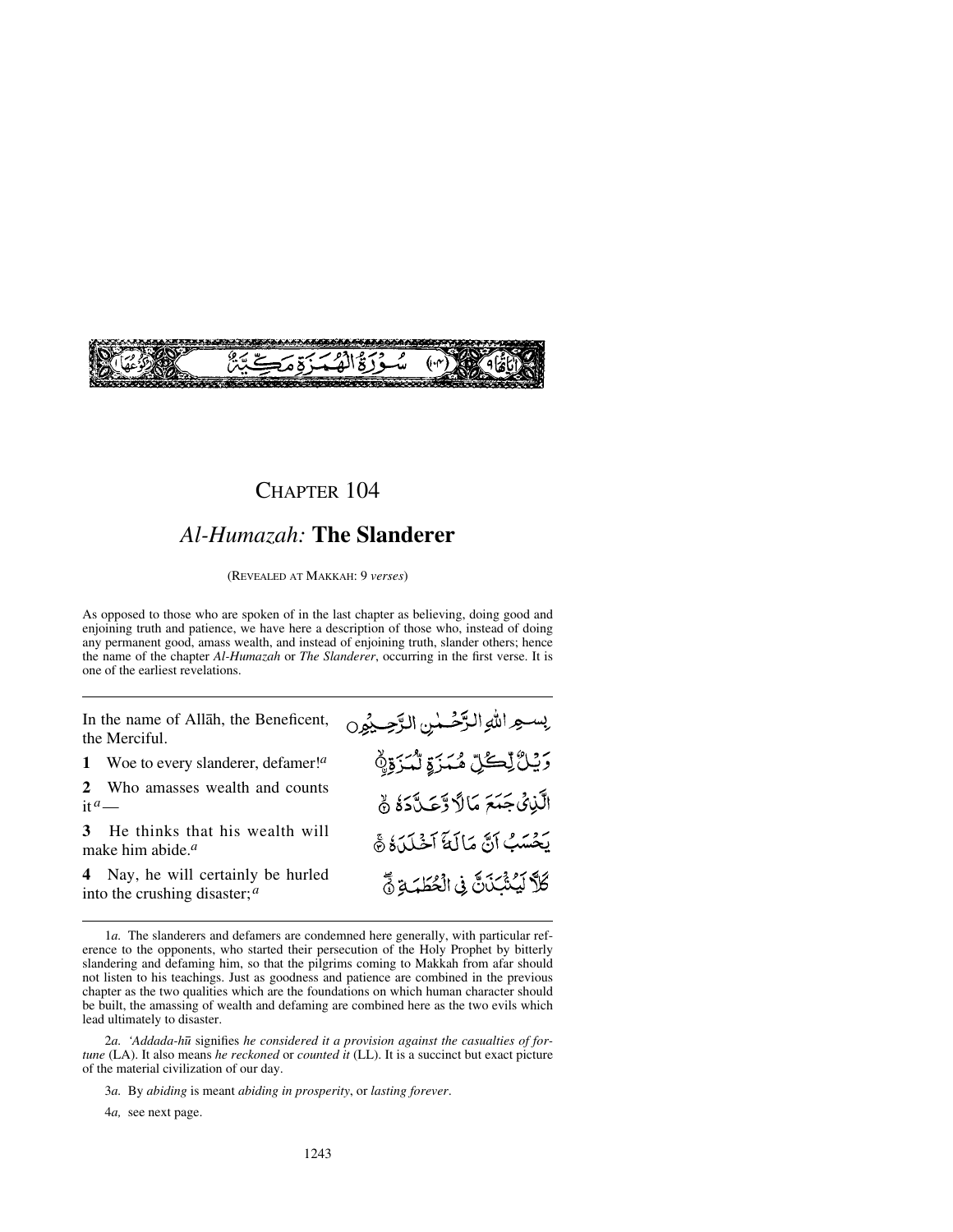سُوْرَةُ الْهُمَزَةِ مَكِّيَّةٌ

# CHAPTER 104

## *Al-Humazah:* The Slanderer

(REVEALED AT MAKKAH: 9 *verses*)

As opposed to those who are spoken of in the last chapter as believing, doing good and enjoining truth and patience, we have here a description of those who, instead of doing any permanent good, amass wealth, and instead of enjoining truth, slander others; hence the name of the chapter *Al-Humazah* or *The Slanderer*, occurring in the first verse. It is one of the earliest revelations.

In the name of Allāh, the Beneficent, the Merciful.

بِسْمِ اللّٰهِ الرَّحْمٰنِ الرَّحِيْمِ

**1** Woe to every slanderer, defamer![a]

وَيْلٌ لِّكُلِّ هُمَزَةٍ لُّمَزَةِ ۙ

**2** Who amasses wealth and counts it[a] —

الَّذِيْ جَمَعَ مَالًا وَّعَدَّدَهٗ ۙ

**3** He thinks that his wealth will make him abide.[a]

يَحْسَبُ اَنَّ مَالَهٗۤ اَخْلَدَهٗ ۚ

**4** Nay, he will certainly be hurled into the crushing disaster;[a]

كَلَّا لَيُنْۢبَذَنَّ فِي الْحُطَمَةِ ۖ

---

1*a.* The slanderers and defamers are condemned here generally, with particular reference to the opponents, who started their persecution of the Holy Prophet by bitterly slandering and defaming him, so that the pilgrims coming to Makkah from afar should not listen to his teachings. Just as goodness and patience are combined in the previous chapter as the two qualities which are the foundations on which human character should be built, the amassing of wealth and defaming are combined here as the two evils which lead ultimately to disaster.

2*a.* *'Addada-hū* signifies *he considered it a provision against the casualties of fortune* (LA). It also means *he reckoned* or *counted it* (LL). It is a succinct but exact picture of the material civilization of our day.

3*a.* By *abiding* is meant *abiding in prosperity*, or *lasting forever*.

4*a,* see next page.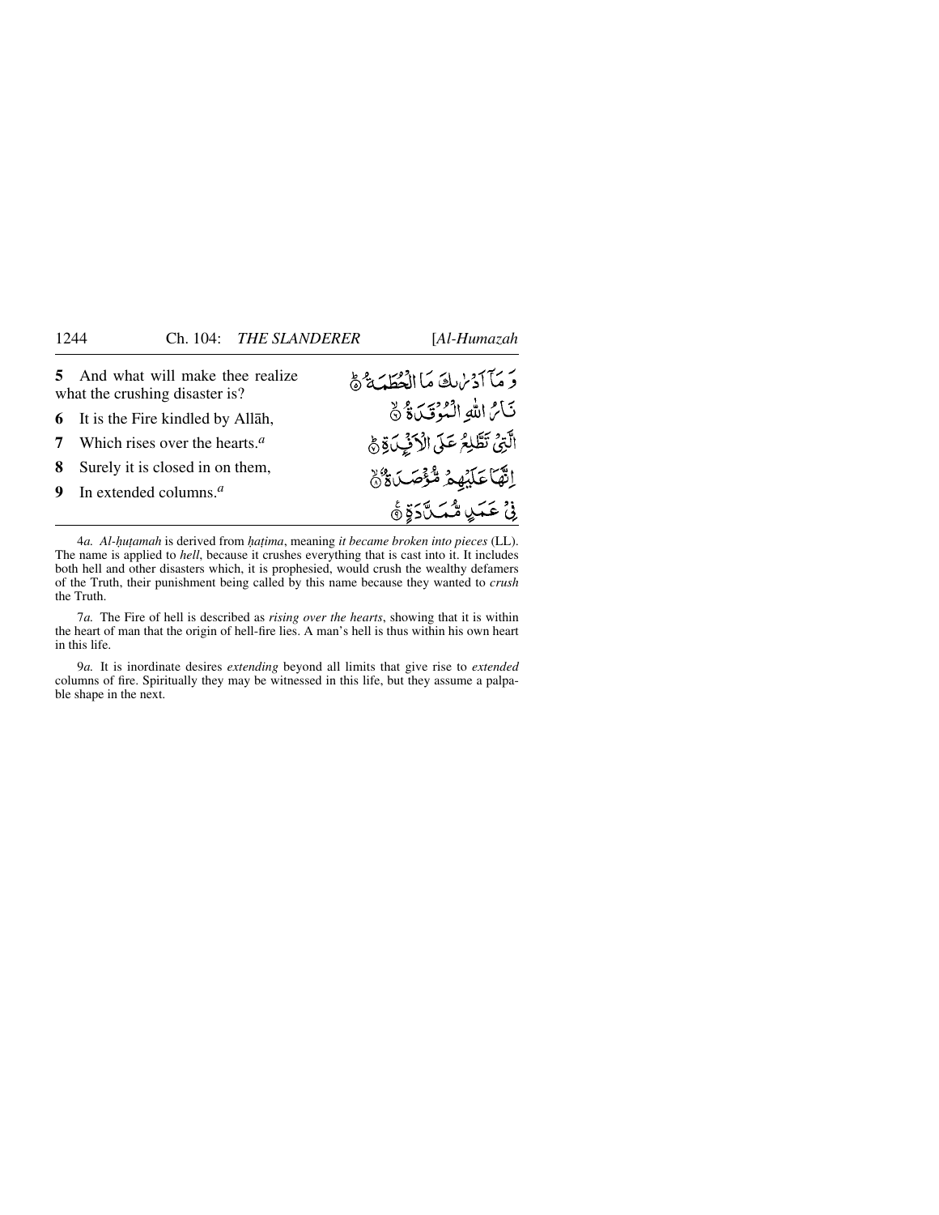**5** And what will make thee realize what the crushing disaster is?

**6** It is the Fire kindled by Allāh,

**7** Which rises over the hearts.[a]

**8** Surely it is closed in on them,

**9** In extended columns.[a]

وَ مَآ اَدۡرٰىكَ مَا الۡحُطَمَةُ ؕ﴿۵﴾

نَارُ اللّٰهِ الۡمُوۡقَدَةُ ۙ﴿۶﴾

الَّتِىۡ تَطَّلِعُ عَلَى الۡاَفۡـِٕدَةِ ؕ﴿۷﴾

اِنَّهَا عَلَيۡهِمۡ مُّؤۡصَدَةٌ ۙ﴿۸﴾

فِىۡ عَمَدٍ مُّمَدَّدَةٍ ‏﴿۹﴾

4*a.* *Al-ḥuṭamah* is derived from *ḥaṭima*, meaning *it became broken into pieces* (LL). The name is applied to *hell*, because it crushes everything that is cast into it. It includes both hell and other disasters which, it is prophesied, would crush the wealthy defamers of the Truth, their punishment being called by this name because they wanted to *crush* the Truth.

7*a.* The Fire of hell is described as *rising over the hearts*, showing that it is within the heart of man that the origin of hell-fire lies. A man's hell is thus within his own heart in this life.

9*a.* It is inordinate desires *extending* beyond all limits that give rise to *extended* columns of fire. Spiritually they may be witnessed in this life, but they assume a palpable shape in the next.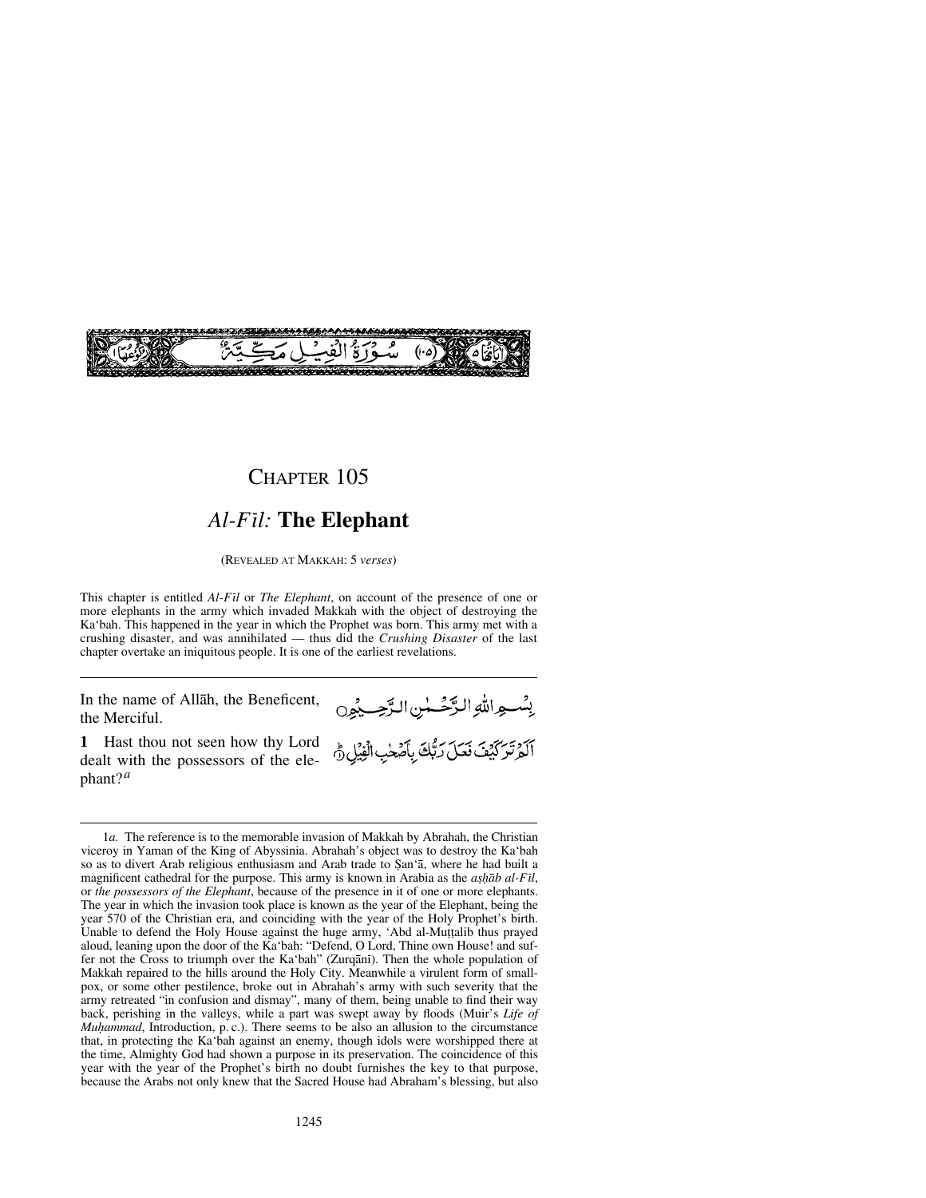سُورَةُ الفِيلِ مَكِّيَّةٌ (١٠٥)

# CHAPTER 105

## *Al-Fīl:* The Elephant

(REVEALED AT MAKKAH: 5 *verses*)

This chapter is entitled *Al-Fīl* or *The Elephant*, on account of the presence of one or more elephants in the army which invaded Makkah with the object of destroying the Ka'bah. This happened in the year in which the Prophet was born. This army met with a crushing disaster, and was annihilated — thus did the *Crushing Disaster* of the last chapter overtake an iniquitous people. It is one of the earliest revelations.

---

In the name of Allāh, the Beneficent, the Merciful.

بِسْمِ اللَّهِ الرَّحْمَٰنِ الرَّحِيمِ

**1** Hast thou not seen how thy Lord dealt with the possessors of the elephant?[a]

أَلَمْ تَرَ كَيْفَ فَعَلَ رَبُّكَ بِأَصْحَابِ الْفِيلِ ﴿١﴾

---

1*a.* The reference is to the memorable invasion of Makkah by Abrahah, the Christian viceroy in Yaman of the King of Abyssinia. Abrahah's object was to destroy the Ka'bah so as to divert Arab religious enthusiasm and Arab trade to Ṣan'ā, where he had built a magnificent cathedral for the purpose. This army is known in Arabia as the *aṣḥāb al-Fīl*, or *the possessors of the Elephant*, because of the presence in it of one or more elephants. The year in which the invasion took place is known as the year of the Elephant, being the year 570 of the Christian era, and coinciding with the year of the Holy Prophet's birth. Unable to defend the Holy House against the huge army, 'Abd al-Muṭṭalib thus prayed aloud, leaning upon the door of the Ka'bah: "Defend, O Lord, Thine own House! and suffer not the Cross to triumph over the Ka'bah" (Zurqānī). Then the whole population of Makkah repaired to the hills around the Holy City. Meanwhile a virulent form of smallpox, or some other pestilence, broke out in Abrahah's army with such severity that the army retreated "in confusion and dismay", many of them, being unable to find their way back, perishing in the valleys, while a part was swept away by floods (Muir's *Life of Muḥammad*, Introduction, p. c.). There seems to be also an allusion to the circumstance that, in protecting the Ka'bah against an enemy, though idols were worshipped there at the time, Almighty God had shown a purpose in its preservation. The coincidence of this year with the year of the Prophet's birth no doubt furnishes the key to that purpose, because the Arabs not only knew that the Sacred House had Abraham's blessing, but also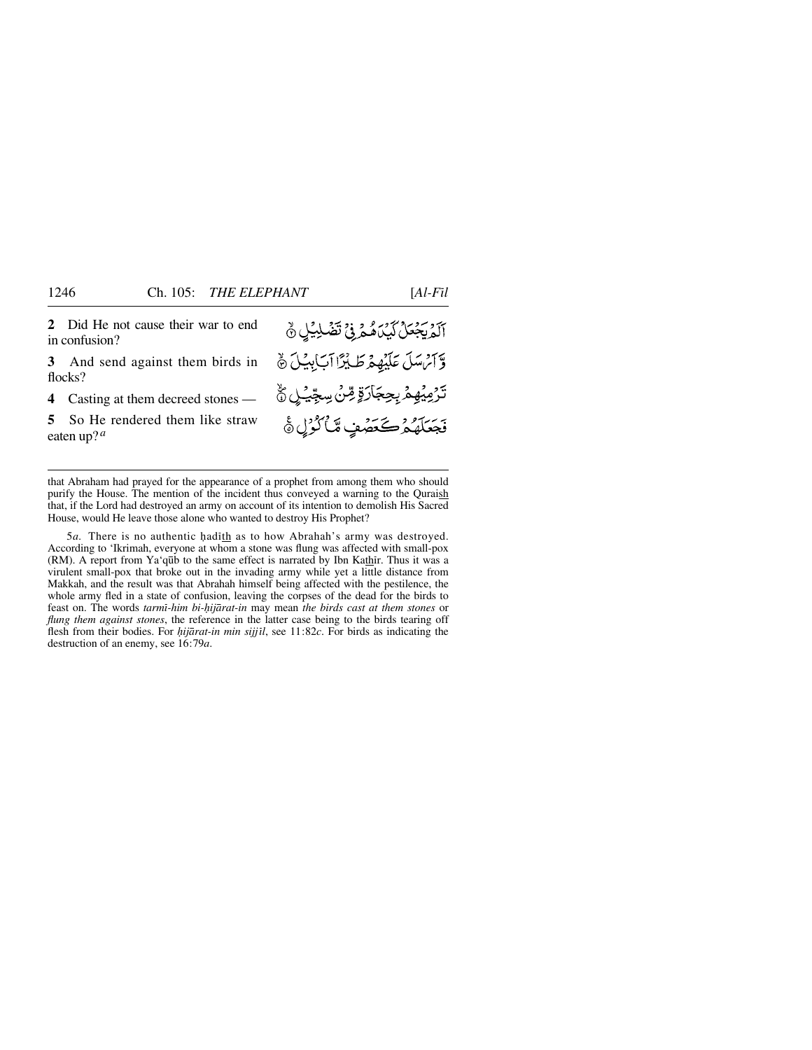**2** Did He not cause their war to end in confusion?

**3** And send against them birds in flocks?

**4** Casting at them decreed stones —

**5** So He rendered them like straw eaten up?[a]

أَلَمْ يَجْعَلْ كَيْدَهُمْ فِي تَضْلِيلٍ ﴿٢﴾

وَأَرْسَلَ عَلَيْهِمْ طَيْرًا أَبَابِيلَ ﴿٣﴾

تَرْمِيهِم بِحِجَارَةٍ مِّن سِجِّيلٍ ﴿٤﴾

فَجَعَلَهُمْ كَعَصْفٍ مَّأْكُولٍ ﴿٥﴾

---

that Abraham had prayed for the appearance of a prophet from among them who should purify the House. The mention of the incident thus conveyed a warning to the Quraish that, if the Lord had destroyed an army on account of its intention to demolish His Sacred House, would He leave those alone who wanted to destroy His Prophet?

5*a*. There is no authentic ḥadīth as to how Abrahah's army was destroyed. According to 'Ikrimah, everyone at whom a stone was flung was affected with small-pox (RM). A report from Ya'qūb to the same effect is narrated by Ibn Kathīr. Thus it was a virulent small-pox that broke out in the invading army while yet a little distance from Makkah, and the result was that Abrahah himself being affected with the pestilence, the whole army fled in a state of confusion, leaving the corpses of the dead for the birds to feast on. The words *tarmī-him bi-ḥijārat-in* may mean *the birds cast at them stones* or *flung them against stones*, the reference in the latter case being to the birds tearing off flesh from their bodies. For *ḥijārat-in min sijjīl*, see 11:82*c*. For birds as indicating the destruction of an enemy, see 16:79*a*.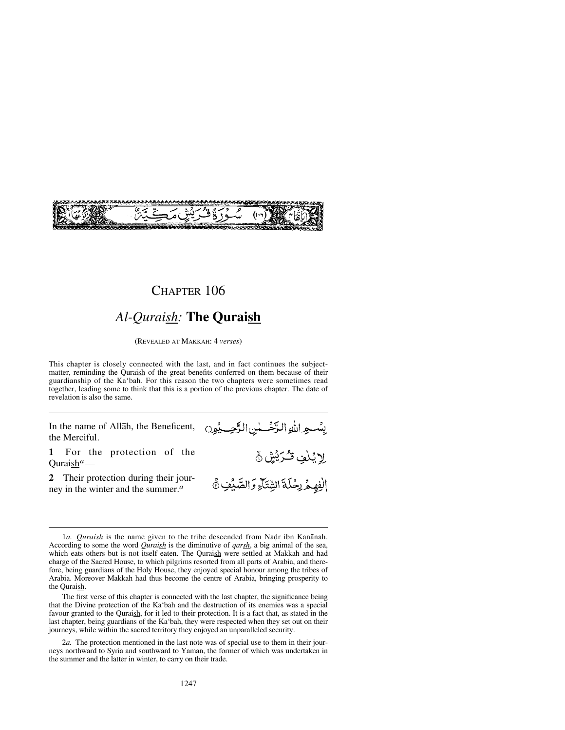سُورَةُ قُرَيْشٍ مَكِّيَّةٌ (١٠٦)

# CHAPTER 106

## *Al-Quraish:* **The Quraish**

(REVEALED AT MAKKAH: 4 *verses*)

This chapter is closely connected with the last, and in fact continues the subject-matter, reminding the Quraish of the great benefits conferred on them because of their guardianship of the Ka'bah. For this reason the two chapters were sometimes read together, leading some to think that this is a portion of the previous chapter. The date of revelation is also the same.

---

In the name of Allāh, the Beneficent, the Merciful.

بِسْمِ اللّٰهِ الرَّحْمٰنِ الرَّحِيْمِ

**1** For the protection of the Quraish[a] —

لِاِيْلٰفِ قُرَيْشٍ ۙ

**2** Their protection during their journey in the winter and the summer.[a]

اٖلٰفِهِمْ رِحْلَةَ الشِّتَآءِ وَالصَّيْفِ ۚ

---

1*a.* *Quraish* is the name given to the tribe descended from Naḍr ibn Kanānah. According to some the word *Quraish* is the diminutive of *qarsh*, a big animal of the sea, which eats others but is not itself eaten. The Quraish were settled at Makkah and had charge of the Sacred House, to which pilgrims resorted from all parts of Arabia, and therefore, being guardians of the Holy House, they enjoyed special honour among the tribes of Arabia. Moreover Makkah had thus become the centre of Arabia, bringing prosperity to the Quraish.

The first verse of this chapter is connected with the last chapter, the significance being that the Divine protection of the Ka'bah and the destruction of its enemies was a special favour granted to the Quraish, for it led to their protection. It is a fact that, as stated in the last chapter, being guardians of the Ka'bah, they were respected when they set out on their journeys, while within the sacred territory they enjoyed an unparalleled security.

2*a.* The protection mentioned in the last note was of special use to them in their journeys northward to Syria and southward to Yaman, the former of which was undertaken in the summer and the latter in winter, to carry on their trade.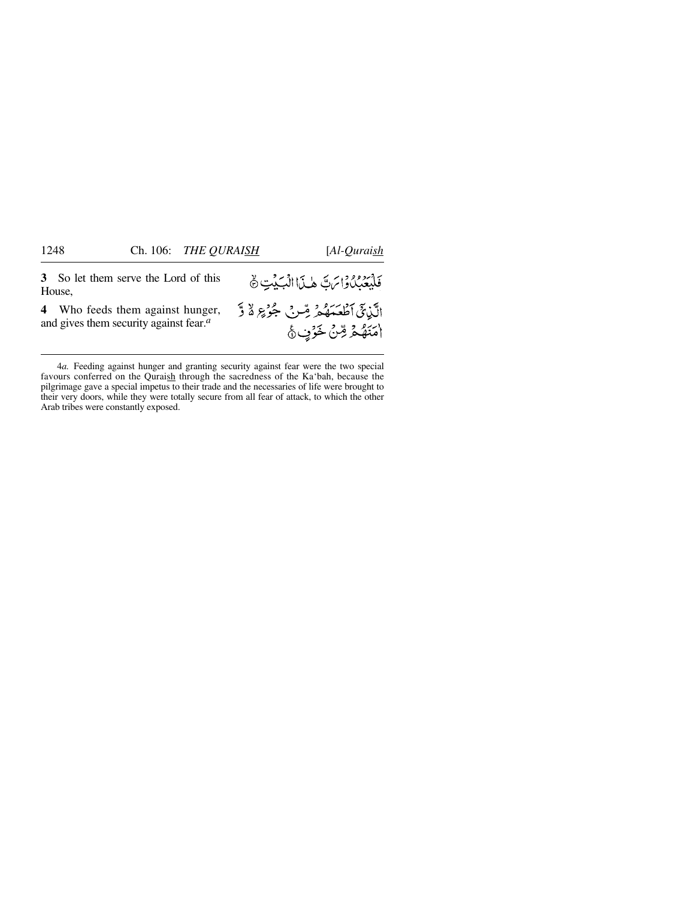**3** So let them serve the Lord of this House,

فَلْيَعْبُدُوْا رَبَّ هٰذَا الْبَيْتِ ۝٣

**4** Who feeds them against hunger, and gives them security against fear.[a]

الَّذِيْٓ اَطْعَمَهُمْ مِّنْ جُوْعٍ ۙ۬ وَّ اٰمَنَهُمْ مِّنْ خَوْفٍ ۝٤

---

4*a.* Feeding against hunger and granting security against fear were the two special favours conferred on the Quraish through the sacredness of the Ka'bah, because the pilgrimage gave a special impetus to their trade and the necessaries of life were brought to their very doors, while they were totally secure from all fear of attack, to which the other Arab tribes were constantly exposed.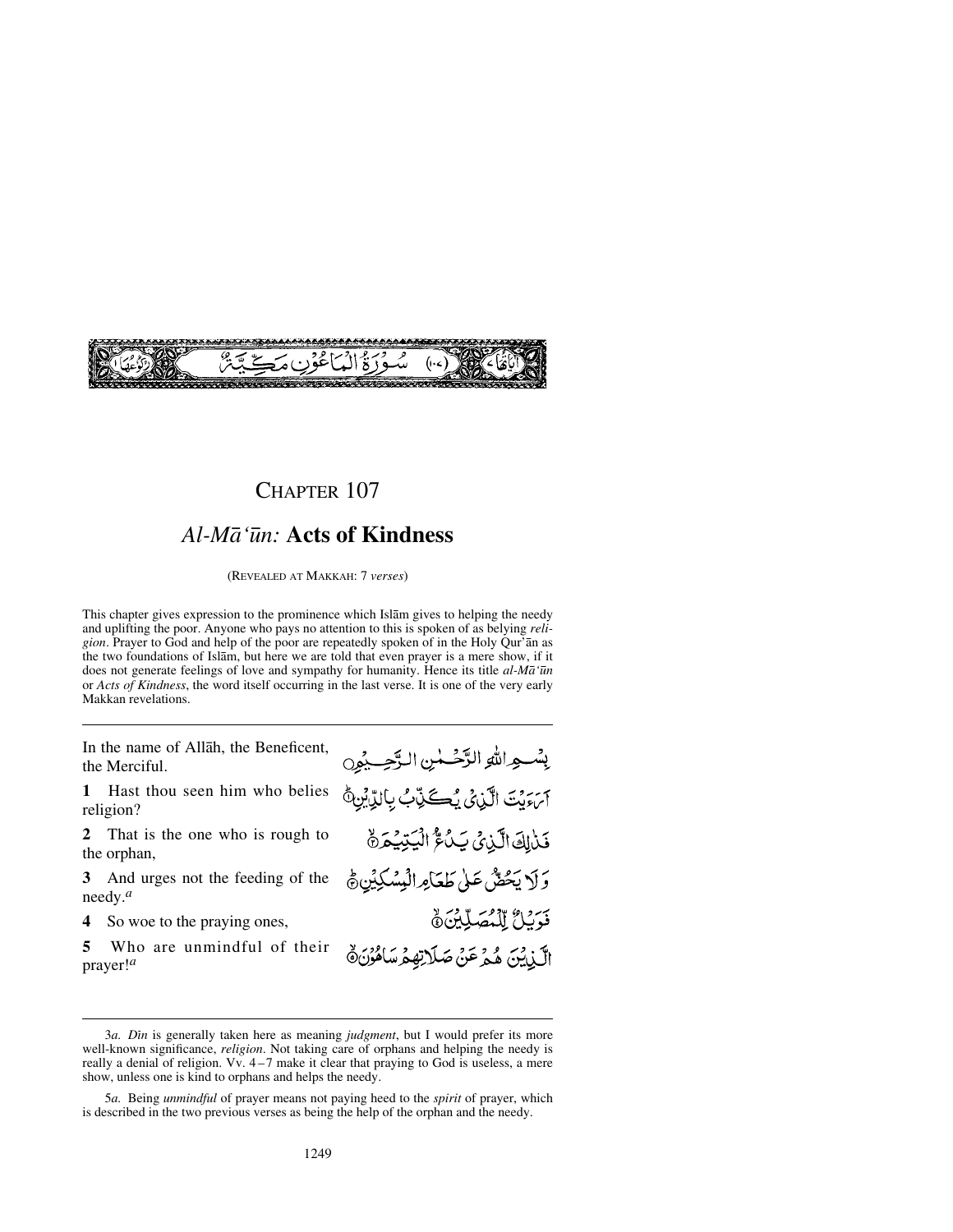سُوْرَةُ الْمَاعُوْنِ مَكِّيَّةٌ (١٠٧)

# Chapter 107

## *Al-Mā'ūn:* Acts of Kindness

(Revealed at Makkah: 7 *verses*)

This chapter gives expression to the prominence which Islām gives to helping the needy and uplifting the poor. Anyone who pays no attention to this is spoken of as belying *religion*. Prayer to God and help of the poor are repeatedly spoken of in the Holy Qur'ān as the two foundations of Islām, but here we are told that even prayer is a mere show, if it does not generate feelings of love and sympathy for humanity. Hence its title *al-Mā'ūn* or *Acts of Kindness*, the word itself occurring in the last verse. It is one of the very early Makkan revelations.

---

In the name of Allāh, the Beneficent, the Merciful.

بِسْمِ اللّٰهِ الرَّحْمٰنِ الرَّحِيْمِ

**1** Hast thou seen him who belies religion?

أَرَءَيْتَ الَّذِيْ يُكَذِّبُ بِالدِّيْنِ ①

**2** That is the one who is rough to the orphan,

فَذٰلِكَ الَّذِيْ يَدُعُّ الْيَتِيْمَ ②

**3** And urges not the feeding of the needy.[a]

وَلَا يَحُضُّ عَلٰى طَعَامِ الْمِسْكِيْنِ ③

**4** So woe to the praying ones,

فَوَيْلٌ لِّلْمُصَلِّيْنَ ④

**5** Who are unmindful of their prayer![a]

الَّذِيْنَ هُمْ عَنْ صَلَاتِهِمْ سَاهُوْنَ ⑤

---

3*a.* *Dīn* is generally taken here as meaning *judgment*, but I would prefer its more well-known significance, *religion*. Not taking care of orphans and helping the needy is really a denial of religion. Vv. 4 – 7 make it clear that praying to God is useless, a mere show, unless one is kind to orphans and helps the needy.

5*a.* Being *unmindful* of prayer means not paying heed to the *spirit* of prayer, which is described in the two previous verses as being the help of the orphan and the needy.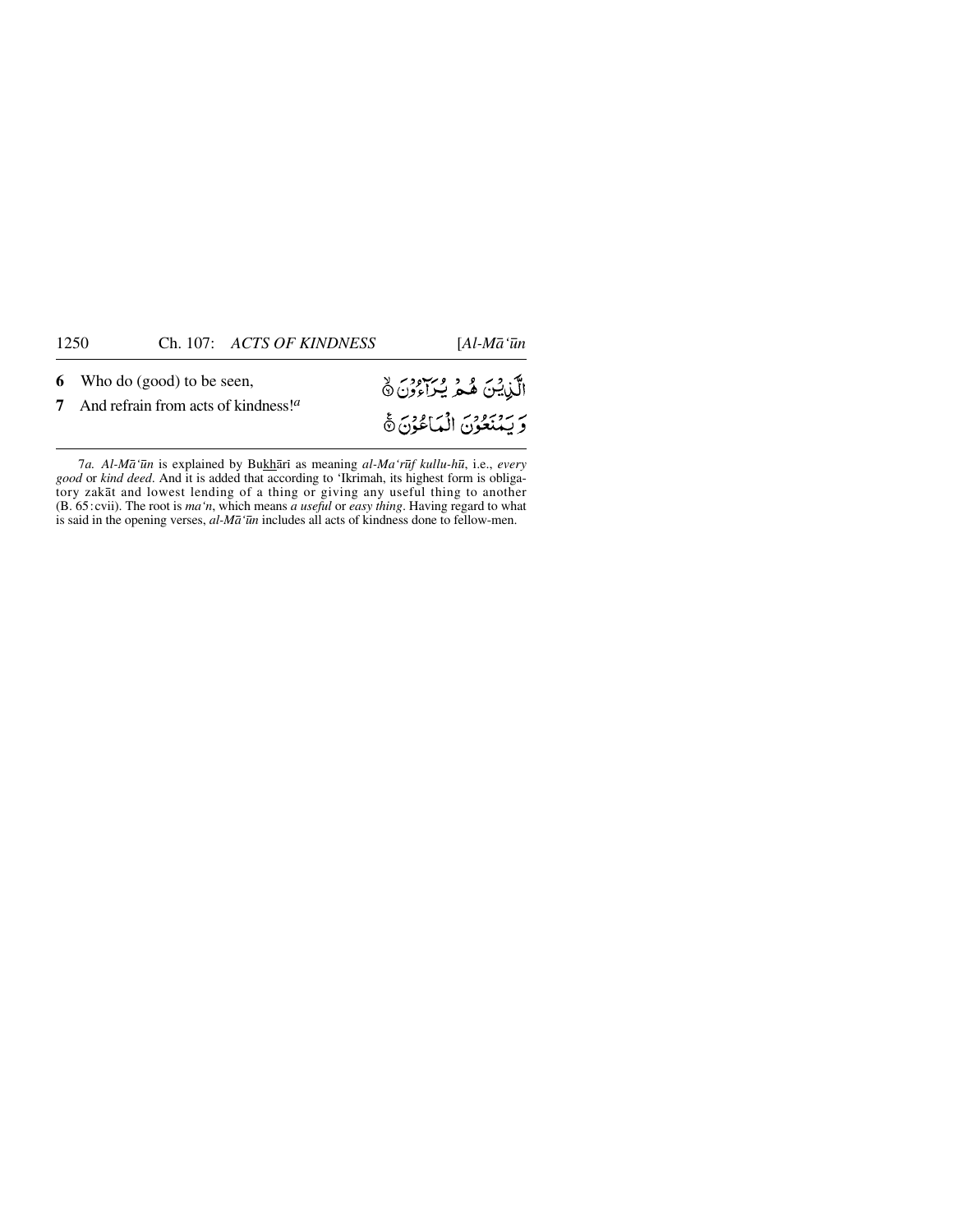**6** Who do (good) to be seen,

**7** And refrain from acts of kindness![a]

الَّذِيْنَ هُمْ يُرَآءُوْنَ ۙ﴿۶﴾

وَ يَمْنَعُوْنَ الْمَاعُوْنَ ۧ﴿۷﴾

---

7*a*. *Al-Mā'ūn* is explained by Bukhārī as meaning *al-Ma'rūf kullu-hū*, i.e., *every good* or *kind deed*. And it is added that according to 'Ikrimah, its highest form is obligatory zakāt and lowest lending of a thing or giving any useful thing to another (B. 65:cvii). The root is *ma'n*, which means *a useful* or *easy thing*. Having regard to what is said in the opening verses, *al-Mā'ūn* includes all acts of kindness done to fellow-men.